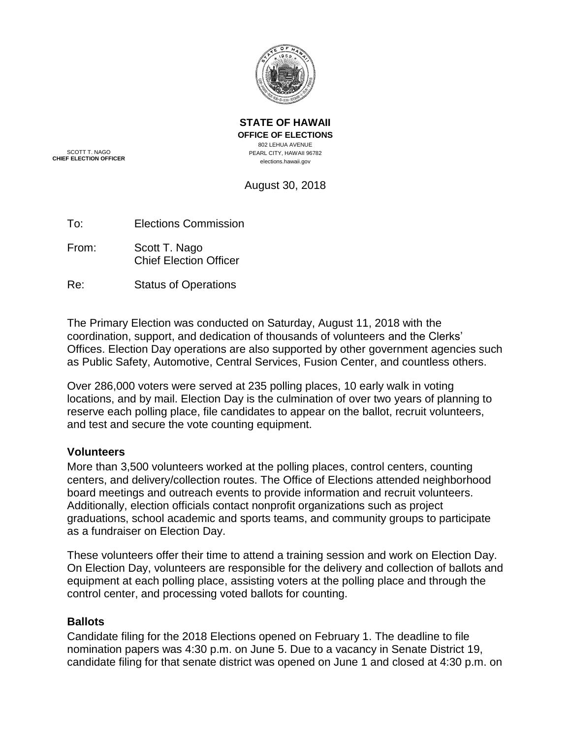**STATE OF HAWAII**
**OFFICE OF ELECTIONS**
802 LEHUA AVENUE
PEARL CITY, HAWAII 96782
elections.hawaii.gov

SCOTT T. NAGO
**CHIEF ELECTION OFFICER**

August 30, 2018

To: Elections Commission

From: Scott T. Nago
Chief Election Officer

Re: Status of Operations

The Primary Election was conducted on Saturday, August 11, 2018 with the coordination, support, and dedication of thousands of volunteers and the Clerks' Offices. Election Day operations are also supported by other government agencies such as Public Safety, Automotive, Central Services, Fusion Center, and countless others.

Over 286,000 voters were served at 235 polling places, 10 early walk in voting locations, and by mail. Election Day is the culmination of over two years of planning to reserve each polling place, file candidates to appear on the ballot, recruit volunteers, and test and secure the vote counting equipment.

## Volunteers

More than 3,500 volunteers worked at the polling places, control centers, counting centers, and delivery/collection routes. The Office of Elections attended neighborhood board meetings and outreach events to provide information and recruit volunteers. Additionally, election officials contact nonprofit organizations such as project graduations, school academic and sports teams, and community groups to participate as a fundraiser on Election Day.

These volunteers offer their time to attend a training session and work on Election Day. On Election Day, volunteers are responsible for the delivery and collection of ballots and equipment at each polling place, assisting voters at the polling place and through the control center, and processing voted ballots for counting.

## Ballots

Candidate filing for the 2018 Elections opened on February 1. The deadline to file nomination papers was 4:30 p.m. on June 5. Due to a vacancy in Senate District 19, candidate filing for that senate district was opened on June 1 and closed at 4:30 p.m. on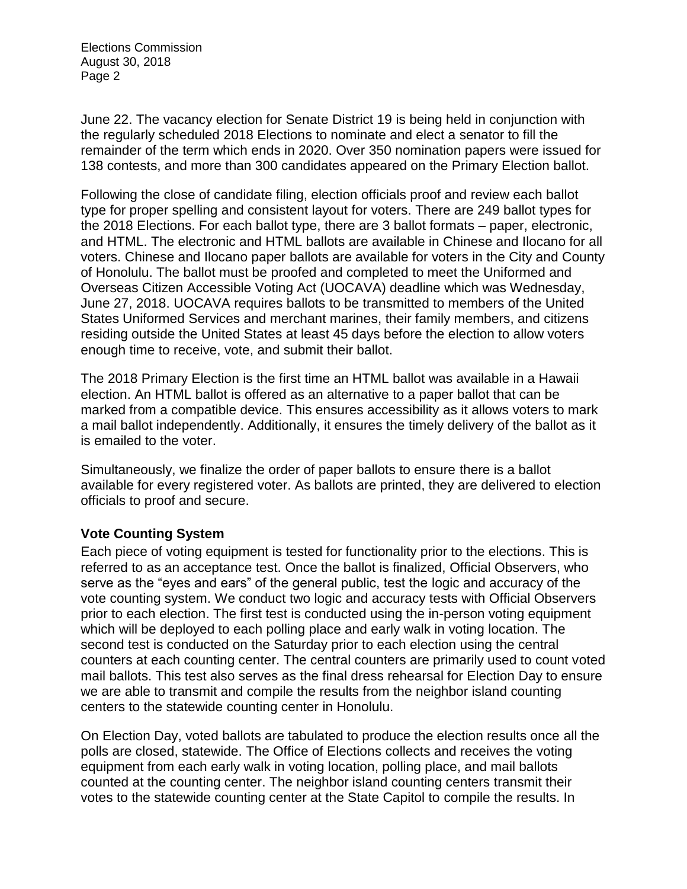June 22. The vacancy election for Senate District 19 is being held in conjunction with the regularly scheduled 2018 Elections to nominate and elect a senator to fill the remainder of the term which ends in 2020. Over 350 nomination papers were issued for 138 contests, and more than 300 candidates appeared on the Primary Election ballot.

Following the close of candidate filing, election officials proof and review each ballot type for proper spelling and consistent layout for voters. There are 249 ballot types for the 2018 Elections. For each ballot type, there are 3 ballot formats – paper, electronic, and HTML. The electronic and HTML ballots are available in Chinese and Ilocano for all voters. Chinese and Ilocano paper ballots are available for voters in the City and County of Honolulu. The ballot must be proofed and completed to meet the Uniformed and Overseas Citizen Accessible Voting Act (UOCAVA) deadline which was Wednesday, June 27, 2018. UOCAVA requires ballots to be transmitted to members of the United States Uniformed Services and merchant marines, their family members, and citizens residing outside the United States at least 45 days before the election to allow voters enough time to receive, vote, and submit their ballot.

The 2018 Primary Election is the first time an HTML ballot was available in a Hawaii election. An HTML ballot is offered as an alternative to a paper ballot that can be marked from a compatible device. This ensures accessibility as it allows voters to mark a mail ballot independently. Additionally, it ensures the timely delivery of the ballot as it is emailed to the voter.

Simultaneously, we finalize the order of paper ballots to ensure there is a ballot available for every registered voter. As ballots are printed, they are delivered to election officials to proof and secure.

**Vote Counting System**

Each piece of voting equipment is tested for functionality prior to the elections. This is referred to as an acceptance test. Once the ballot is finalized, Official Observers, who serve as the "eyes and ears" of the general public, test the logic and accuracy of the vote counting system. We conduct two logic and accuracy tests with Official Observers prior to each election. The first test is conducted using the in-person voting equipment which will be deployed to each polling place and early walk in voting location. The second test is conducted on the Saturday prior to each election using the central counters at each counting center. The central counters are primarily used to count voted mail ballots. This test also serves as the final dress rehearsal for Election Day to ensure we are able to transmit and compile the results from the neighbor island counting centers to the statewide counting center in Honolulu.

On Election Day, voted ballots are tabulated to produce the election results once all the polls are closed, statewide. The Office of Elections collects and receives the voting equipment from each early walk in voting location, polling place, and mail ballots counted at the counting center. The neighbor island counting centers transmit their votes to the statewide counting center at the State Capitol to compile the results. In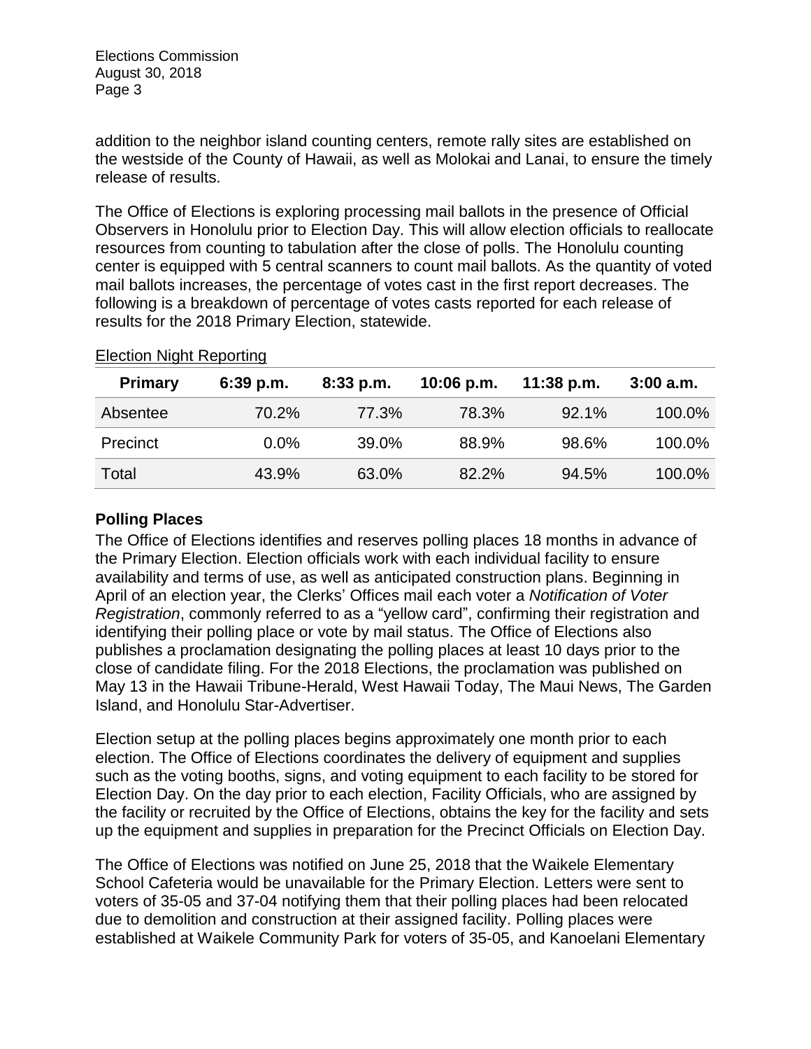addition to the neighbor island counting centers, remote rally sites are established on the westside of the County of Hawaii, as well as Molokai and Lanai, to ensure the timely release of results.

The Office of Elections is exploring processing mail ballots in the presence of Official Observers in Honolulu prior to Election Day. This will allow election officials to reallocate resources from counting to tabulation after the close of polls. The Honolulu counting center is equipped with 5 central scanners to count mail ballots. As the quantity of voted mail ballots increases, the percentage of votes cast in the first report decreases. The following is a breakdown of percentage of votes casts reported for each release of results for the 2018 Primary Election, statewide.

Election Night Reporting

| Primary | 6:39 p.m. | 8:33 p.m. | 10:06 p.m. | 11:38 p.m. | 3:00 a.m. |
|---|---|---|---|---|---|
| Absentee | 70.2% | 77.3% | 78.3% | 92.1% | 100.0% |
| Precinct | 0.0% | 39.0% | 88.9% | 98.6% | 100.0% |
| Total | 43.9% | 63.0% | 82.2% | 94.5% | 100.0% |

## Polling Places

The Office of Elections identifies and reserves polling places 18 months in advance of the Primary Election. Election officials work with each individual facility to ensure availability and terms of use, as well as anticipated construction plans. Beginning in April of an election year, the Clerks' Offices mail each voter a *Notification of Voter Registration*, commonly referred to as a "yellow card", confirming their registration and identifying their polling place or vote by mail status. The Office of Elections also publishes a proclamation designating the polling places at least 10 days prior to the close of candidate filing. For the 2018 Elections, the proclamation was published on May 13 in the Hawaii Tribune-Herald, West Hawaii Today, The Maui News, The Garden Island, and Honolulu Star-Advertiser.

Election setup at the polling places begins approximately one month prior to each election. The Office of Elections coordinates the delivery of equipment and supplies such as the voting booths, signs, and voting equipment to each facility to be stored for Election Day. On the day prior to each election, Facility Officials, who are assigned by the facility or recruited by the Office of Elections, obtains the key for the facility and sets up the equipment and supplies in preparation for the Precinct Officials on Election Day.

The Office of Elections was notified on June 25, 2018 that the Waikele Elementary School Cafeteria would be unavailable for the Primary Election. Letters were sent to voters of 35-05 and 37-04 notifying them that their polling places had been relocated due to demolition and construction at their assigned facility. Polling places were established at Waikele Community Park for voters of 35-05, and Kanoelani Elementary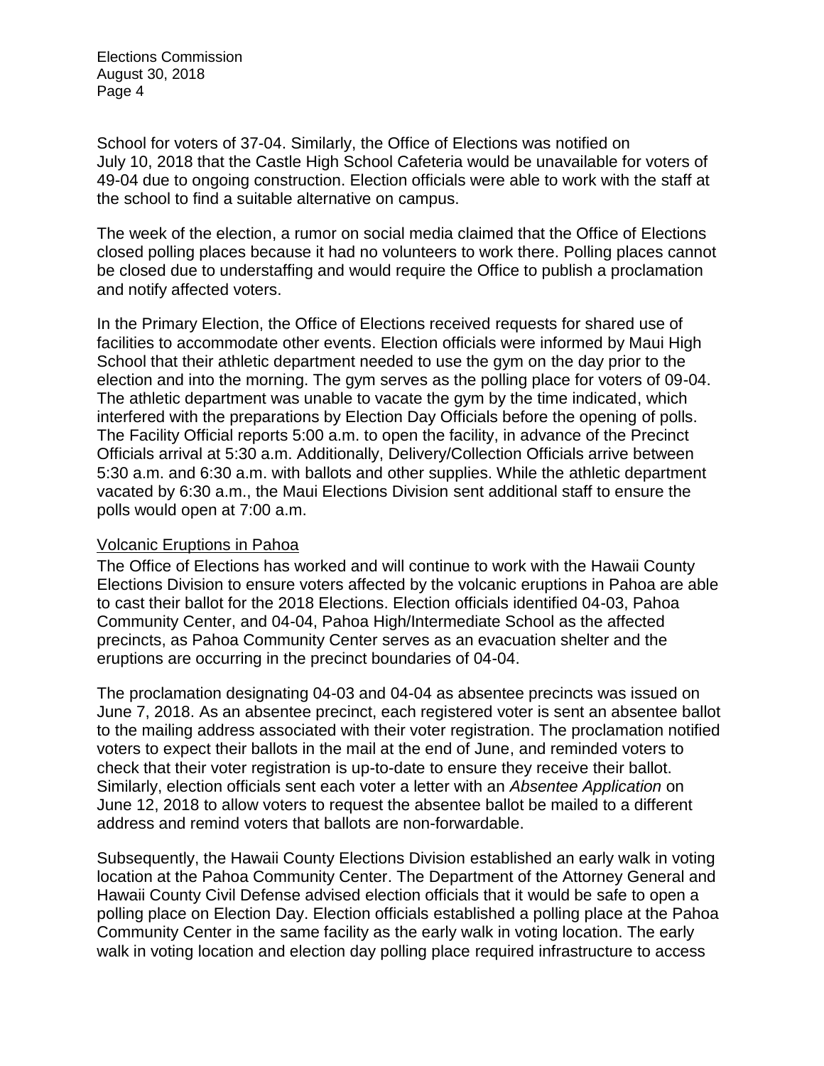School for voters of 37-04. Similarly, the Office of Elections was notified on July 10, 2018 that the Castle High School Cafeteria would be unavailable for voters of 49-04 due to ongoing construction. Election officials were able to work with the staff at the school to find a suitable alternative on campus.

The week of the election, a rumor on social media claimed that the Office of Elections closed polling places because it had no volunteers to work there. Polling places cannot be closed due to understaffing and would require the Office to publish a proclamation and notify affected voters.

In the Primary Election, the Office of Elections received requests for shared use of facilities to accommodate other events. Election officials were informed by Maui High School that their athletic department needed to use the gym on the day prior to the election and into the morning. The gym serves as the polling place for voters of 09-04. The athletic department was unable to vacate the gym by the time indicated, which interfered with the preparations by Election Day Officials before the opening of polls. The Facility Official reports 5:00 a.m. to open the facility, in advance of the Precinct Officials arrival at 5:30 a.m. Additionally, Delivery/Collection Officials arrive between 5:30 a.m. and 6:30 a.m. with ballots and other supplies. While the athletic department vacated by 6:30 a.m., the Maui Elections Division sent additional staff to ensure the polls would open at 7:00 a.m.

<u>Volcanic Eruptions in Pahoa</u>

The Office of Elections has worked and will continue to work with the Hawaii County Elections Division to ensure voters affected by the volcanic eruptions in Pahoa are able to cast their ballot for the 2018 Elections. Election officials identified 04-03, Pahoa Community Center, and 04-04, Pahoa High/Intermediate School as the affected precincts, as Pahoa Community Center serves as an evacuation shelter and the eruptions are occurring in the precinct boundaries of 04-04.

The proclamation designating 04-03 and 04-04 as absentee precincts was issued on June 7, 2018. As an absentee precinct, each registered voter is sent an absentee ballot to the mailing address associated with their voter registration. The proclamation notified voters to expect their ballots in the mail at the end of June, and reminded voters to check that their voter registration is up-to-date to ensure they receive their ballot. Similarly, election officials sent each voter a letter with an *Absentee Application* on June 12, 2018 to allow voters to request the absentee ballot be mailed to a different address and remind voters that ballots are non-forwardable.

Subsequently, the Hawaii County Elections Division established an early walk in voting location at the Pahoa Community Center. The Department of the Attorney General and Hawaii County Civil Defense advised election officials that it would be safe to open a polling place on Election Day. Election officials established a polling place at the Pahoa Community Center in the same facility as the early walk in voting location. The early walk in voting location and election day polling place required infrastructure to access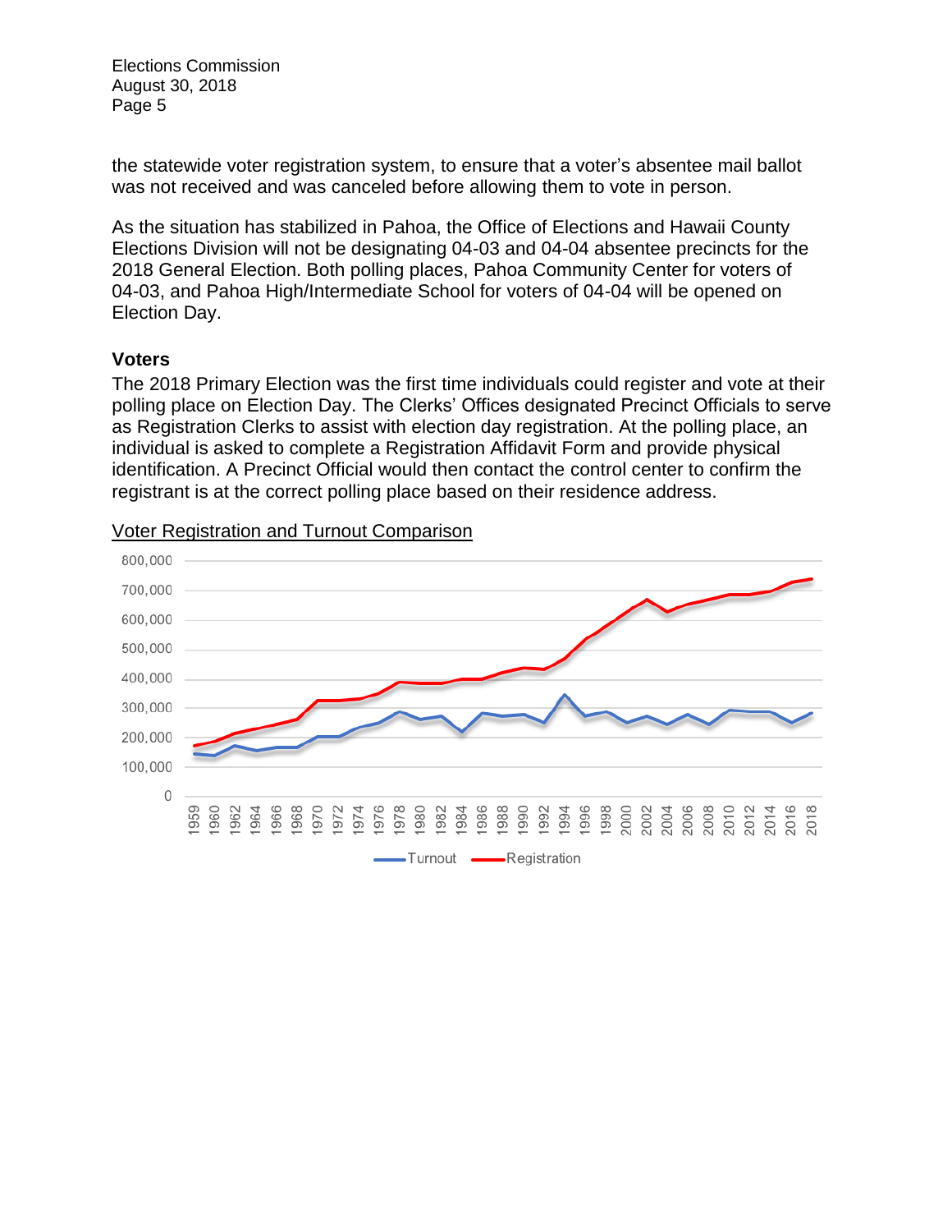the statewide voter registration system, to ensure that a voter's absentee mail ballot was not received and was canceled before allowing them to vote in person.

As the situation has stabilized in Pahoa, the Office of Elections and Hawaii County Elections Division will not be designating 04-03 and 04-04 absentee precincts for the 2018 General Election. Both polling places, Pahoa Community Center for voters of 04-03, and Pahoa High/Intermediate School for voters of 04-04 will be opened on Election Day.

### Voters

The 2018 Primary Election was the first time individuals could register and vote at their polling place on Election Day. The Clerks' Offices designated Precinct Officials to serve as Registration Clerks to assist with election day registration. At the polling place, an individual is asked to complete a Registration Affidavit Form and provide physical identification. A Precinct Official would then contact the control center to confirm the registrant is at the correct polling place based on their residence address.

<u>Voter Registration and Turnout Comparison</u>

800,000
700,000
600,000
500,000
400,000
300,000
200,000
100,000
0

1959 1960 1962 1964 1966 1968 1970 1972 1974 1976 1978 1980 1982 1984 1986 1988 1990 1992 1994 1996 1998 2000 2002 2004 2006 2008 2010 2012 2014 2016 2018

Turnout Registration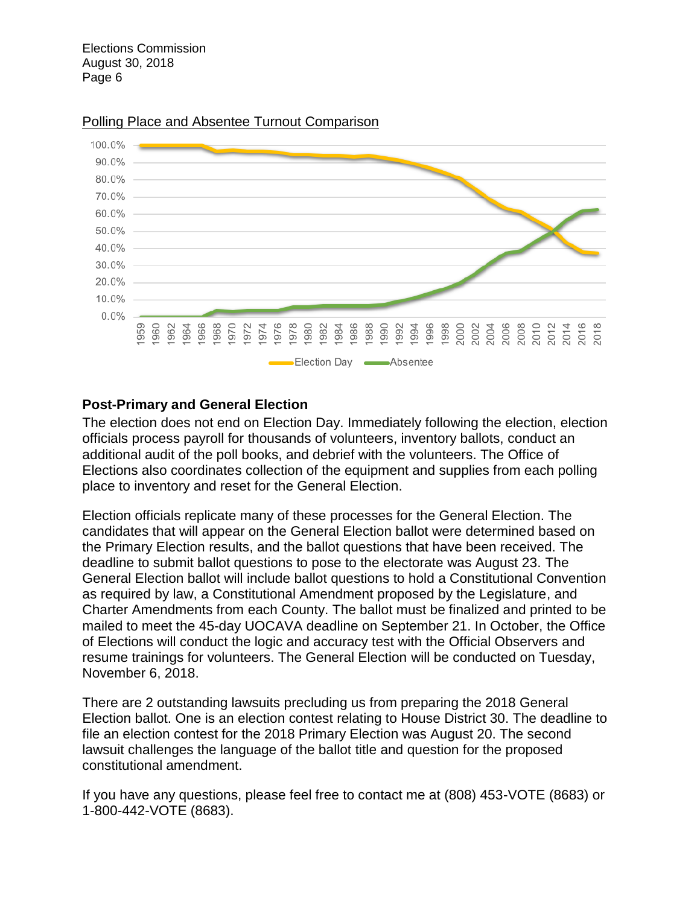Polling Place and Absentee Turnout Comparison

100.0%
90.0%
80.0%
70.0%
60.0%
50.0%
40.0%
30.0%
20.0%
10.0%
0.0%

1959 1960 1962 1964 1966 1968 1970 1972 1974 1976 1978 1980 1982 1984 1986 1988 1990 1992 1994 1996 1998 2000 2002 2004 2006 2008 2010 2012 2014 2016 2018

Election Day
Absentee

## Post-Primary and General Election

The election does not end on Election Day. Immediately following the election, election officials process payroll for thousands of volunteers, inventory ballots, conduct an additional audit of the poll books, and debrief with the volunteers. The Office of Elections also coordinates collection of the equipment and supplies from each polling place to inventory and reset for the General Election.

Election officials replicate many of these processes for the General Election. The candidates that will appear on the General Election ballot were determined based on the Primary Election results, and the ballot questions that have been received. The deadline to submit ballot questions to pose to the electorate was August 23. The General Election ballot will include ballot questions to hold a Constitutional Convention as required by law, a Constitutional Amendment proposed by the Legislature, and Charter Amendments from each County. The ballot must be finalized and printed to be mailed to meet the 45-day UOCAVA deadline on September 21. In October, the Office of Elections will conduct the logic and accuracy test with the Official Observers and resume trainings for volunteers. The General Election will be conducted on Tuesday, November 6, 2018.

There are 2 outstanding lawsuits precluding us from preparing the 2018 General Election ballot. One is an election contest relating to House District 30. The deadline to file an election contest for the 2018 Primary Election was August 20. The second lawsuit challenges the language of the ballot title and question for the proposed constitutional amendment.

If you have any questions, please feel free to contact me at (808) 453-VOTE (8683) or 1-800-442-VOTE (8683).